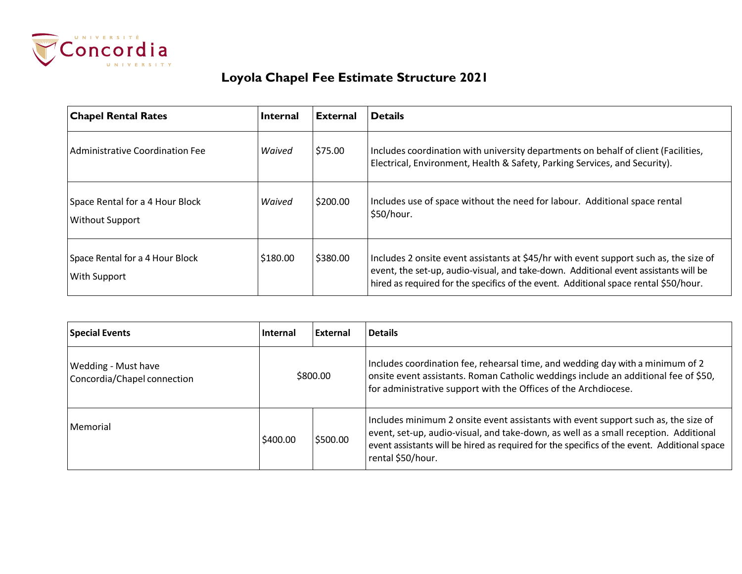# Loyola Chapel Fee Estimate Structure 2021

| Chapel Rental Rates | Internal | External | Details |
|---|---|---|---|
| Administrative Coordination Fee | *Waived* | $75.00 | Includes coordination with university departments on behalf of client (Facilities, Electrical, Environment, Health & Safety, Parking Services, and Security). |
| Space Rental for a 4 Hour Block Without Support | *Waived* | $200.00 | Includes use of space without the need for labour. Additional space rental $50/hour. |
| Space Rental for a 4 Hour Block With Support | $180.00 | $380.00 | Includes 2 onsite event assistants at $45/hr with event support such as, the size of event, the set-up, audio-visual, and take-down. Additional event assistants will be hired as required for the specifics of the event. Additional space rental $50/hour. |

| Special Events | Internal | External | Details |
|---|---|---|---|
| Wedding - Must have Concordia/Chapel connection | $800.00 | | Includes coordination fee, rehearsal time, and wedding day with a minimum of 2 onsite event assistants. Roman Catholic weddings include an additional fee of $50, for administrative support with the Offices of the Archdiocese. |
| Memorial | $400.00 | $500.00 | Includes minimum 2 onsite event assistants with event support such as, the size of event, set-up, audio-visual, and take-down, as well as a small reception. Additional event assistants will be hired as required for the specifics of the event. Additional space rental $50/hour. |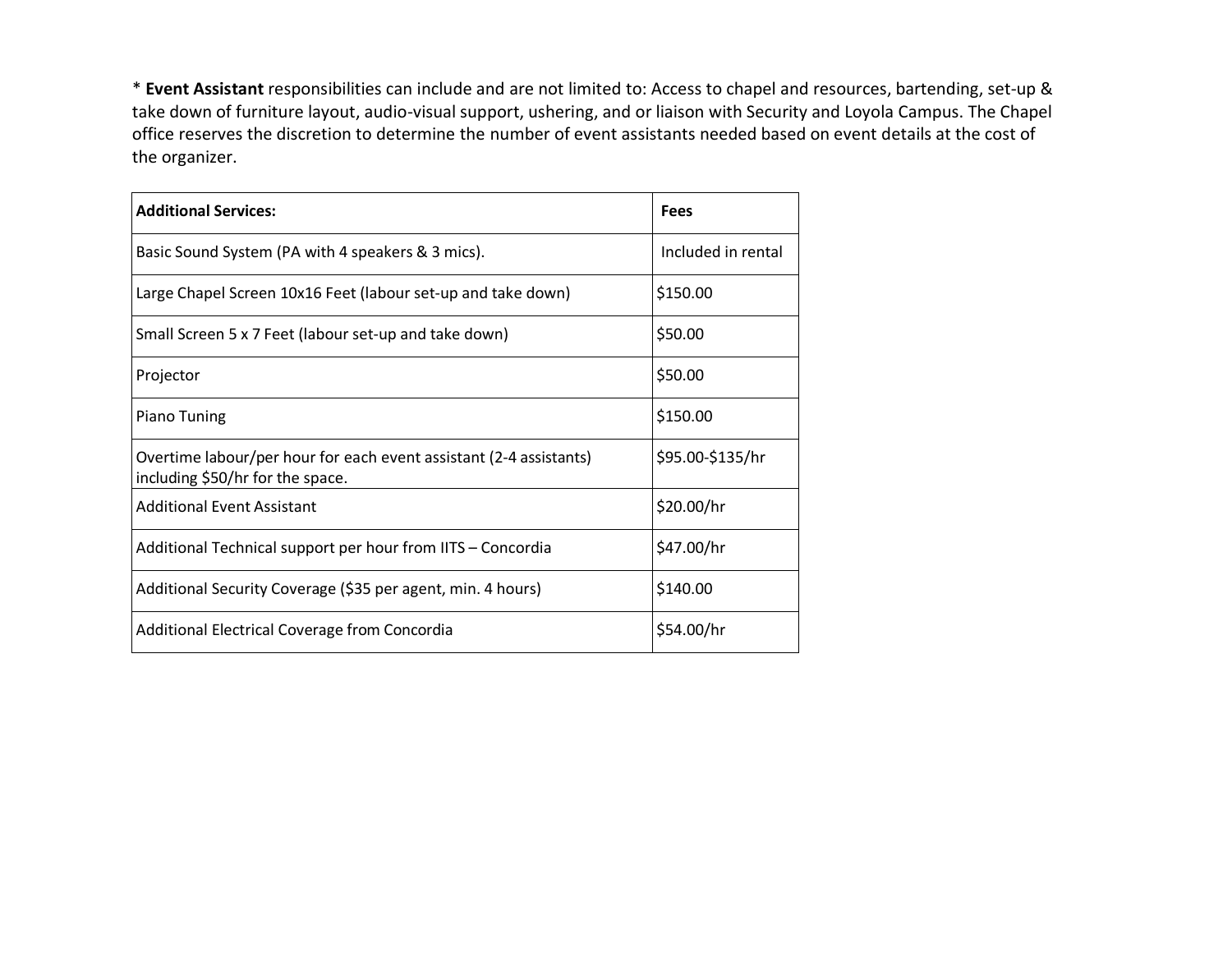* **Event Assistant** responsibilities can include and are not limited to: Access to chapel and resources, bartending, set-up & take down of furniture layout, audio-visual support, ushering, and or liaison with Security and Loyola Campus. The Chapel office reserves the discretion to determine the number of event assistants needed based on event details at the cost of the organizer.

| **Additional Services:** | **Fees** |
|---|---|
| Basic Sound System (PA with 4 speakers & 3 mics). | Included in rental |
| Large Chapel Screen 10x16 Feet (labour set-up and take down) | $150.00 |
| Small Screen 5 x 7 Feet (labour set-up and take down) | $50.00 |
| Projector | $50.00 |
| Piano Tuning | $150.00 |
| Overtime labour/per hour for each event assistant (2-4 assistants) including $50/hr for the space. | $95.00-$135/hr |
| Additional Event Assistant | $20.00/hr |
| Additional Technical support per hour from IITS – Concordia | $47.00/hr |
| Additional Security Coverage ($35 per agent, min. 4 hours) | $140.00 |
| Additional Electrical Coverage from Concordia | $54.00/hr |